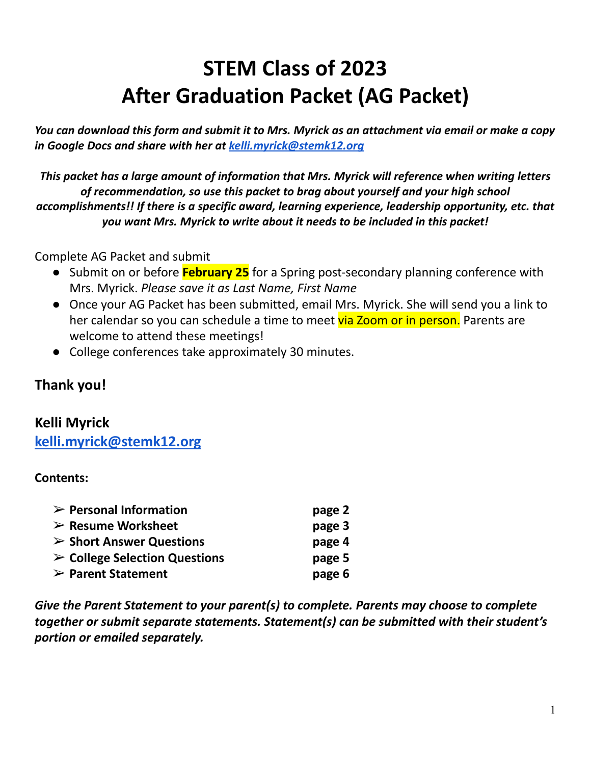# STEM Class of 2023
# After Graduation Packet (AG Packet)

***You can download this form and submit it to Mrs. Myrick as an attachment via email or make a copy in Google Docs and share with her at [kelli.myrick@stemk12.org](mailto:kelli.myrick@stemk12.org)***

***This packet has a large amount of information that Mrs. Myrick will reference when writing letters of recommendation, so use this packet to brag about yourself and your high school accomplishments!! If there is a specific award, learning experience, leadership opportunity, etc. that you want Mrs. Myrick to write about it needs to be included in this packet!***

Complete AG Packet and submit

- Submit on or before **February 25** for a Spring post-secondary planning conference with Mrs. Myrick. *Please save it as Last Name, First Name*
- Once your AG Packet has been submitted, email Mrs. Myrick. She will send you a link to her calendar so you can schedule a time to meet via Zoom or in person. Parents are welcome to attend these meetings!
- College conferences take approximately 30 minutes.

### Thank you!

### Kelli Myrick
### [kelli.myrick@stemk12.org](mailto:kelli.myrick@stemk12.org)

**Contents:**

- ➢ **Personal Information** — **page 2**
- ➢ **Resume Worksheet** — **page 3**
- ➢ **Short Answer Questions** — **page 4**
- ➢ **College Selection Questions** — **page 5**
- ➢ **Parent Statement** — **page 6**

***Give the Parent Statement to your parent(s) to complete. Parents may choose to complete together or submit separate statements. Statement(s) can be submitted with their student's portion or emailed separately.***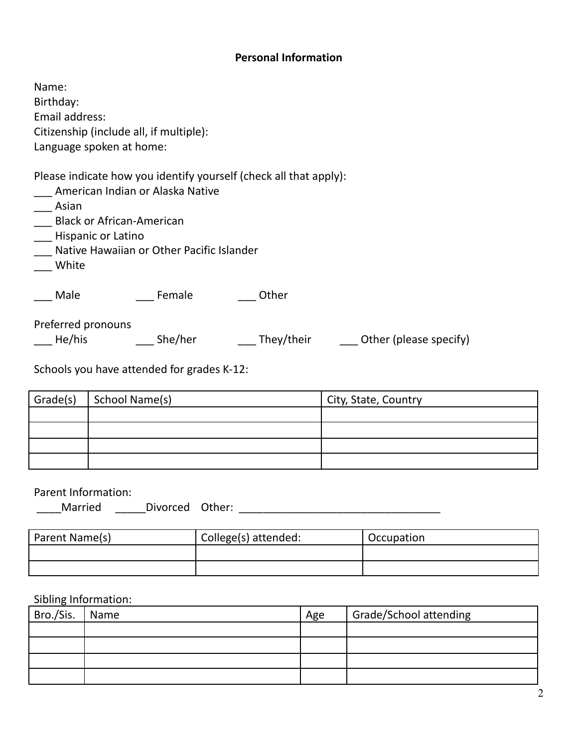## Personal Information

Name:
Birthday:
Email address:
Citizenship (include all, if multiple):
Language spoken at home:

Please indicate how you identify yourself (check all that apply):
___ American Indian or Alaska Native
___ Asian
___ Black or African-American
___ Hispanic or Latino
___ Native Hawaiian or Other Pacific Islander
___ White

___ Male ___ Female ___ Other

Preferred pronouns
___ He/his ___ She/her ___ They/their ___ Other (please specify)

Schools you have attended for grades K-12:

| Grade(s) | School Name(s) | City, State, Country |
| --- | --- | --- |
| | | |
| | | |
| | | |
| | | |

Parent Information:
____Married _____Divorced Other: _________________________________

| Parent Name(s) | College(s) attended: | Occupation |
| --- | --- | --- |
| | | |
| | | |

Sibling Information:

| Bro./Sis. | Name | Age | Grade/School attending |
| --- | --- | --- | --- |
| | | | |
| | | | |
| | | | |
| | | | |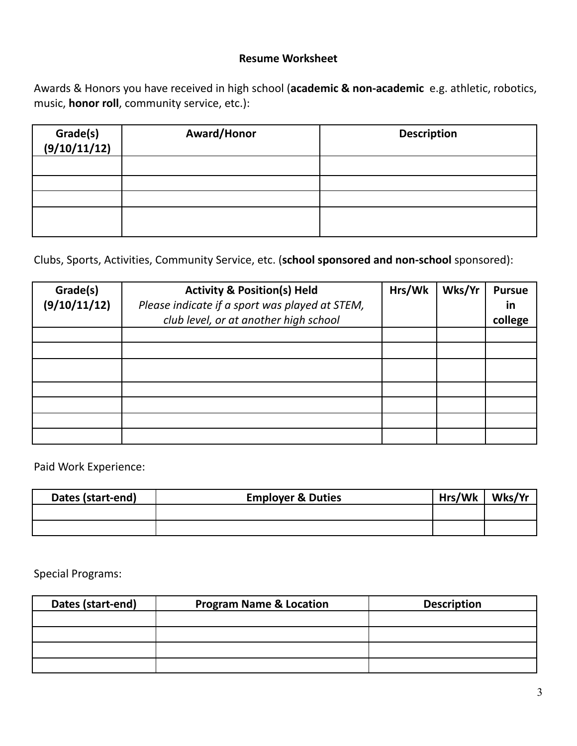**Resume Worksheet**

Awards & Honors you have received in high school (**academic & non-academic** e.g. athletic, robotics, music, **honor roll**, community service, etc.):

| **Grade(s) (9/10/11/12)** | **Award/Honor** | **Description** |
|---|---|---|
| | | |
| | | |
| | | |
| | | |

Clubs, Sports, Activities, Community Service, etc. (**school sponsored and non-school** sponsored):

| **Grade(s) (9/10/11/12)** | **Activity & Position(s) Held** *Please indicate if a sport was played at STEM, club level, or at another high school* | **Hrs/Wk** | **Wks/Yr** | **Pursue in college** |
|---|---|---|---|---|
| | | | | |
| | | | | |
| | | | | |
| | | | | |
| | | | | |
| | | | | |
| | | | | |

Paid Work Experience:

| **Dates (start-end)** | **Employer & Duties** | **Hrs/Wk** | **Wks/Yr** |
|---|---|---|---|
| | | | |
| | | | |

Special Programs:

| **Dates (start-end)** | **Program Name & Location** | **Description** |
|---|---|---|
| | | |
| | | |
| | | |
| | | |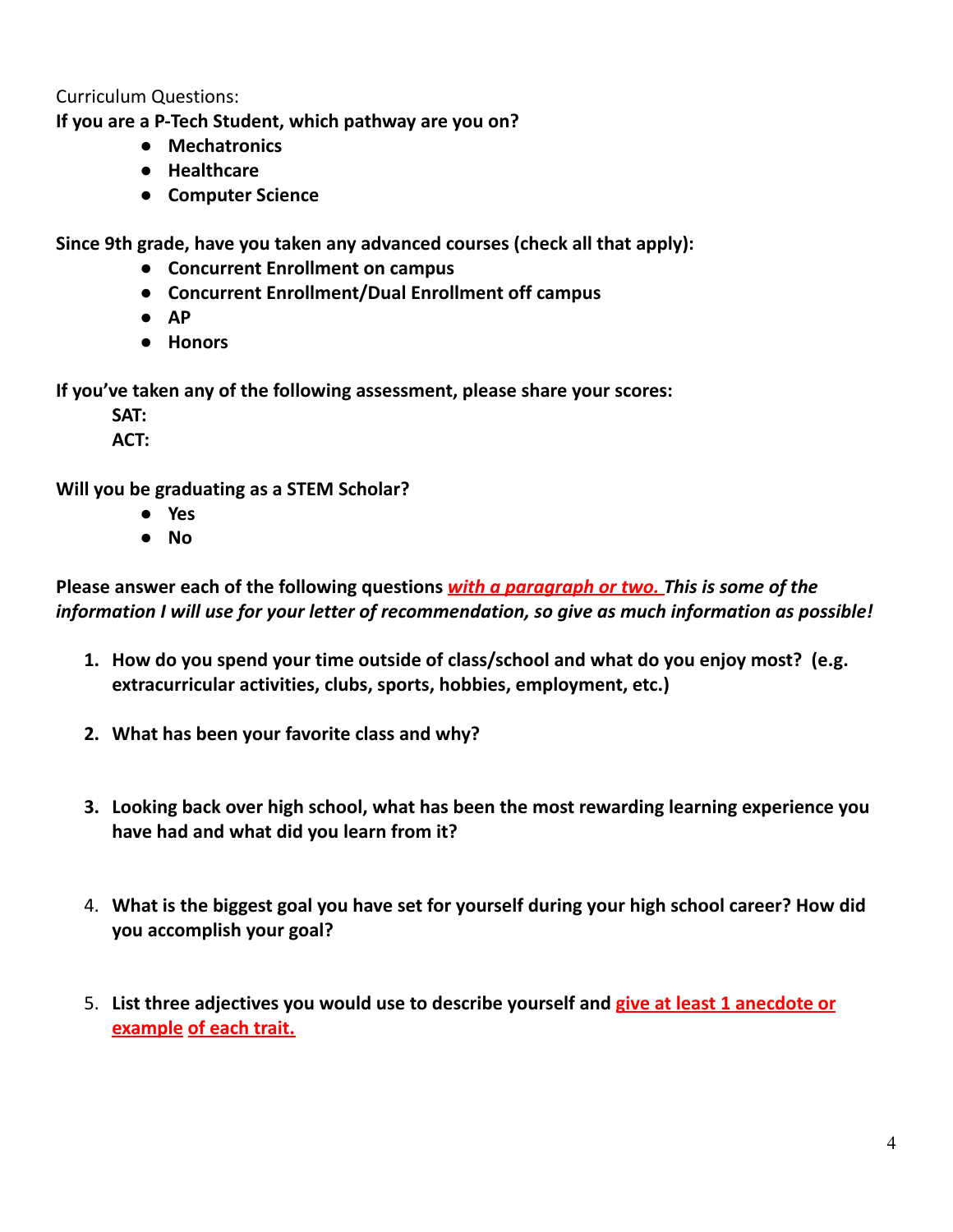Curriculum Questions:

**If you are a P-Tech Student, which pathway are you on?**

- **Mechatronics**
- **Healthcare**
- **Computer Science**

**Since 9th grade, have you taken any advanced courses (check all that apply):**

- **Concurrent Enrollment on campus**
- **Concurrent Enrollment/Dual Enrollment off campus**
- **AP**
- **Honors**

**If you've taken any of the following assessment, please share your scores:**

**SAT:**

**ACT:**

**Will you be graduating as a STEM Scholar?**

- **Yes**
- **No**

**Please answer each of the following questions** ***with a paragraph or two.*** ***This is some of the information I will use for your letter of recommendation, so give as much information as possible!***

1. **How do you spend your time outside of class/school and what do you enjoy most? (e.g. extracurricular activities, clubs, sports, hobbies, employment, etc.)**

2. **What has been your favorite class and why?**

3. **Looking back over high school, what has been the most rewarding learning experience you have had and what did you learn from it?**

4. **What is the biggest goal you have set for yourself during your high school career? How did you accomplish your goal?**

5. **List three adjectives you would use to describe yourself and give at least 1 anecdote or example of each trait.**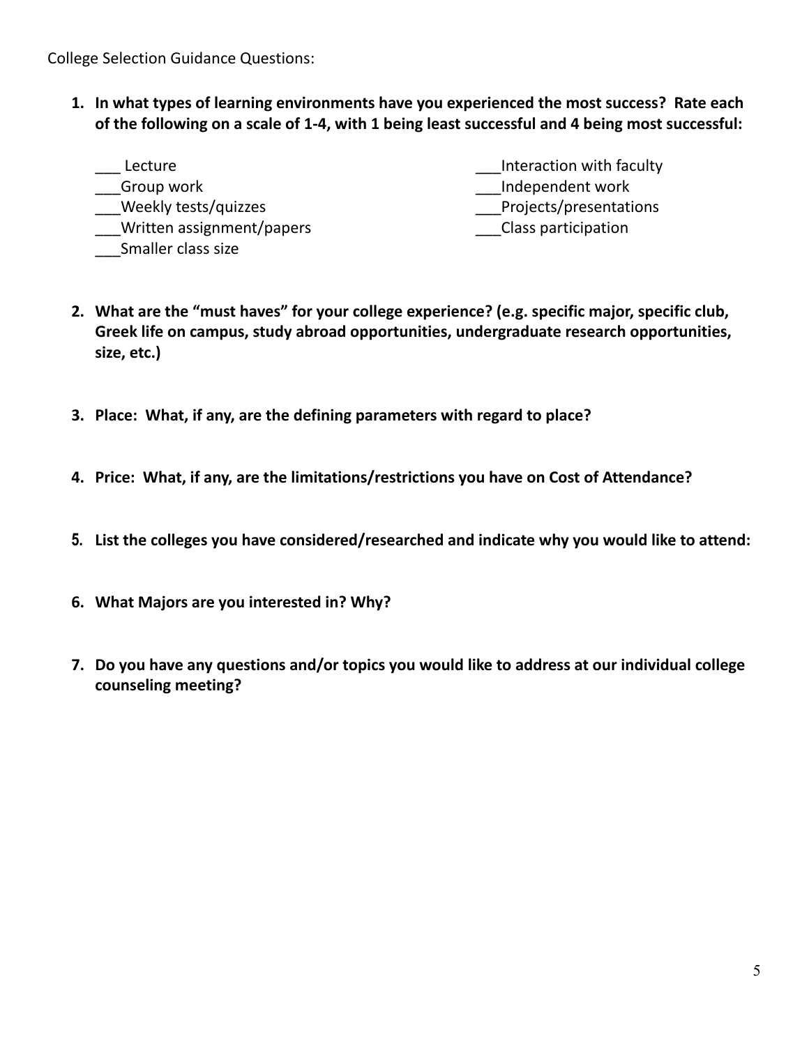College Selection Guidance Questions:

1. **In what types of learning environments have you experienced the most success? Rate each of the following on a scale of 1-4, with 1 being least successful and 4 being most successful:**

   ___ Lecture
   ___Group work
   ___Weekly tests/quizzes
   ___Written assignment/papers
   ___Smaller class size
   ___Interaction with faculty
   ___Independent work
   ___Projects/presentations
   ___Class participation

2. **What are the "must haves" for your college experience? (e.g. specific major, specific club, Greek life on campus, study abroad opportunities, undergraduate research opportunities, size, etc.)**

3. **Place: What, if any, are the defining parameters with regard to place?**

4. **Price: What, if any, are the limitations/restrictions you have on Cost of Attendance?**

5. **List the colleges you have considered/researched and indicate why you would like to attend:**

6. **What Majors are you interested in? Why?**

7. **Do you have any questions and/or topics you would like to address at our individual college counseling meeting?**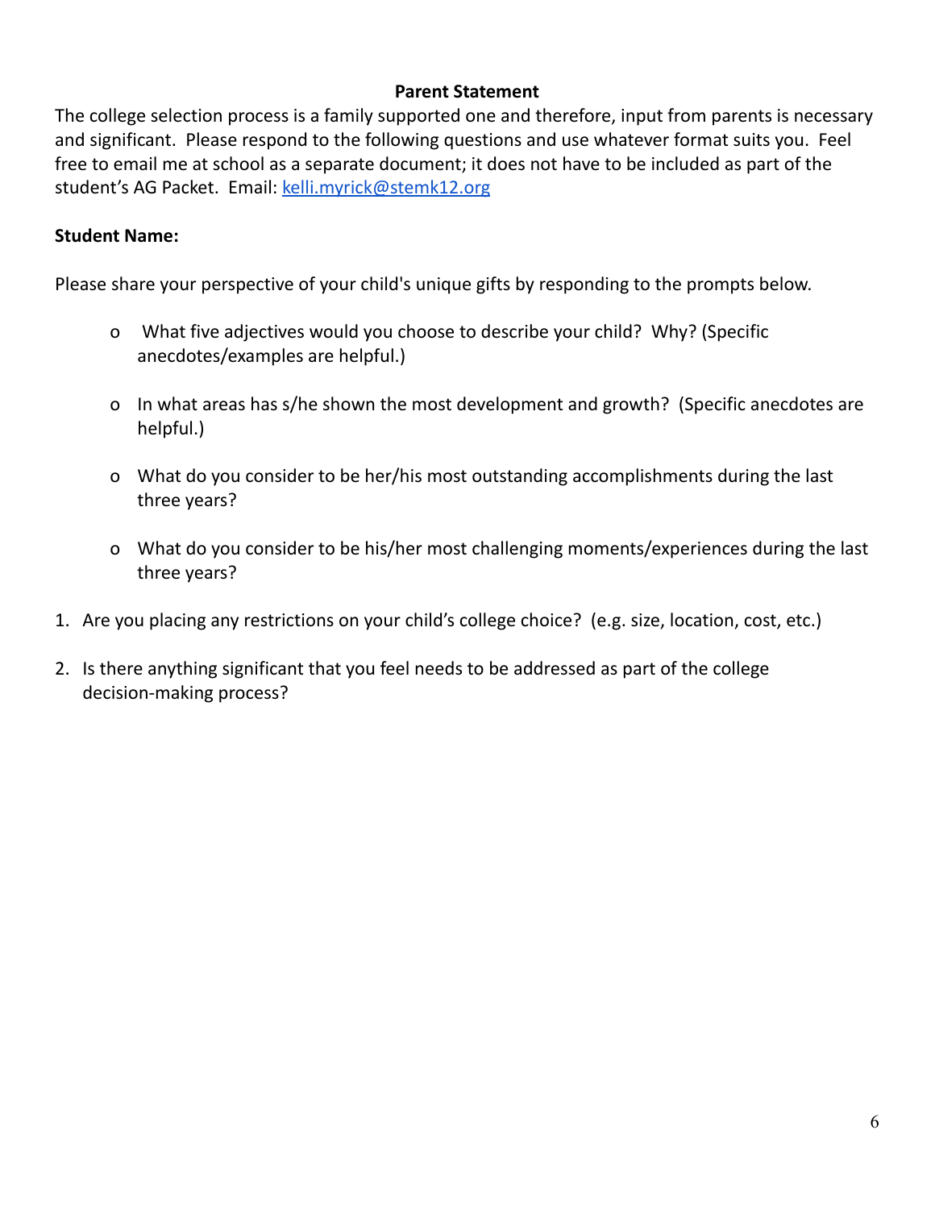**Parent Statement**

The college selection process is a family supported one and therefore, input from parents is necessary and significant. Please respond to the following questions and use whatever format suits you. Feel free to email me at school as a separate document; it does not have to be included as part of the student's AG Packet. Email: kelli.myrick@stemk12.org

**Student Name:**

Please share your perspective of your child's unique gifts by responding to the prompts below.

- What five adjectives would you choose to describe your child? Why? (Specific anecdotes/examples are helpful.)
- In what areas has s/he shown the most development and growth? (Specific anecdotes are helpful.)
- What do you consider to be her/his most outstanding accomplishments during the last three years?
- What do you consider to be his/her most challenging moments/experiences during the last three years?

1. Are you placing any restrictions on your child's college choice? (e.g. size, location, cost, etc.)
2. Is there anything significant that you feel needs to be addressed as part of the college decision-making process?